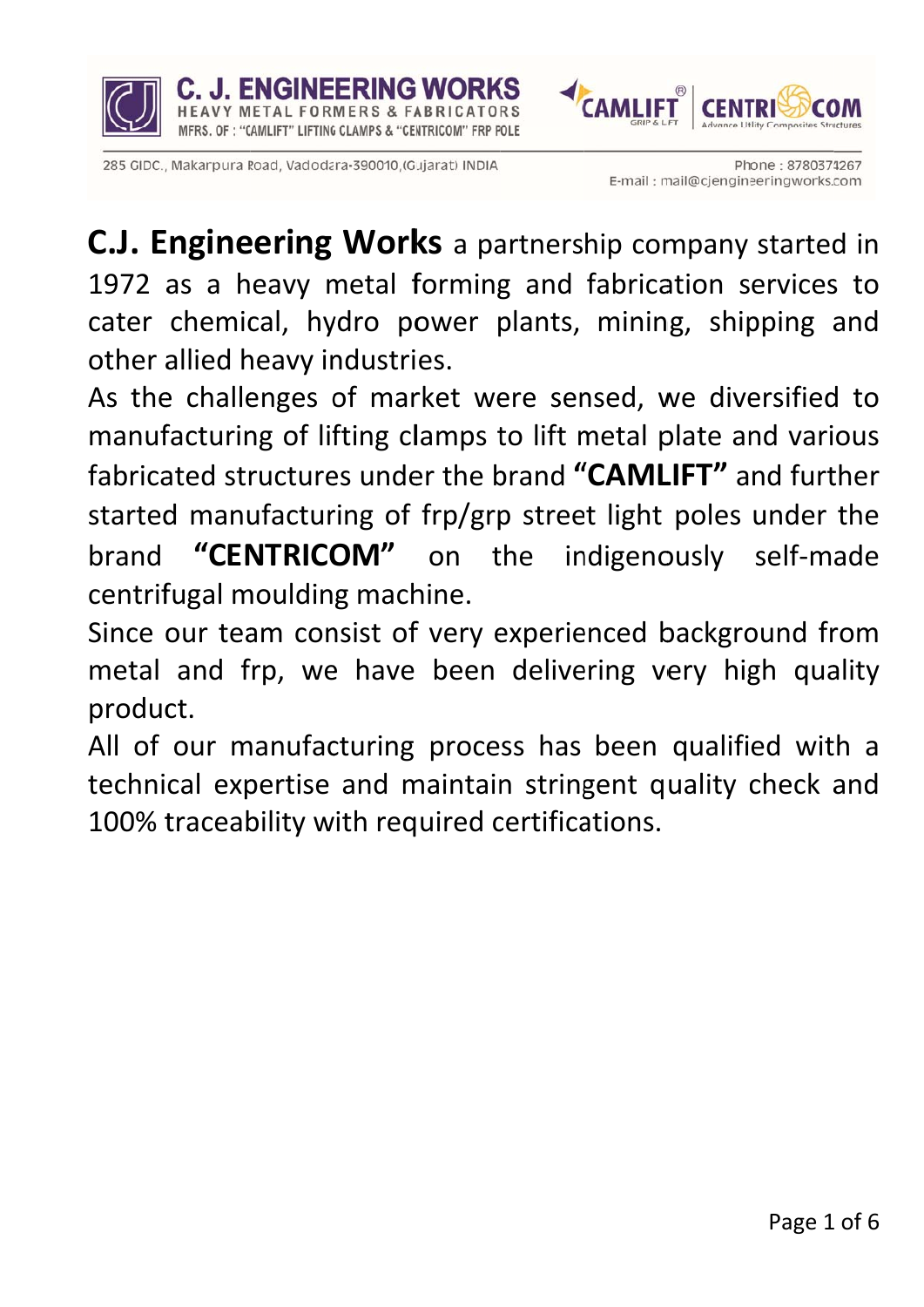# C. J. ENGINEERING WORKS

HEAVY METAL FORMERS & FABRICATORS

MFRS. OF : "CAMLIFT" LIFTING CLAMPS & "CENTRICOM" FRP POLE

CAMLIFT® GRIP & LIFT | CENTRICOM Advance Utility Composites Structures

285 GIDC., Makarpura Road, Vadodara-390010,(Gujarat) INDIA

Phone : 8780374267
E-mail : mail@cjengineeringworks.com

**C.J. Engineering Works** a partnership company started in 1972 as a heavy metal forming and fabrication services to cater chemical, hydro power plants, mining, shipping and other allied heavy industries.

As the challenges of market were sensed, we diversified to manufacturing of lifting clamps to lift metal plate and various fabricated structures under the brand **"CAMLIFT"** and further started manufacturing of frp/grp street light poles under the brand **"CENTRICOM"** on the indigenously self-made centrifugal moulding machine.

Since our team consist of very experienced background from metal and frp, we have been delivering very high quality product.

All of our manufacturing process has been qualified with a technical expertise and maintain stringent quality check and 100% traceability with required certifications.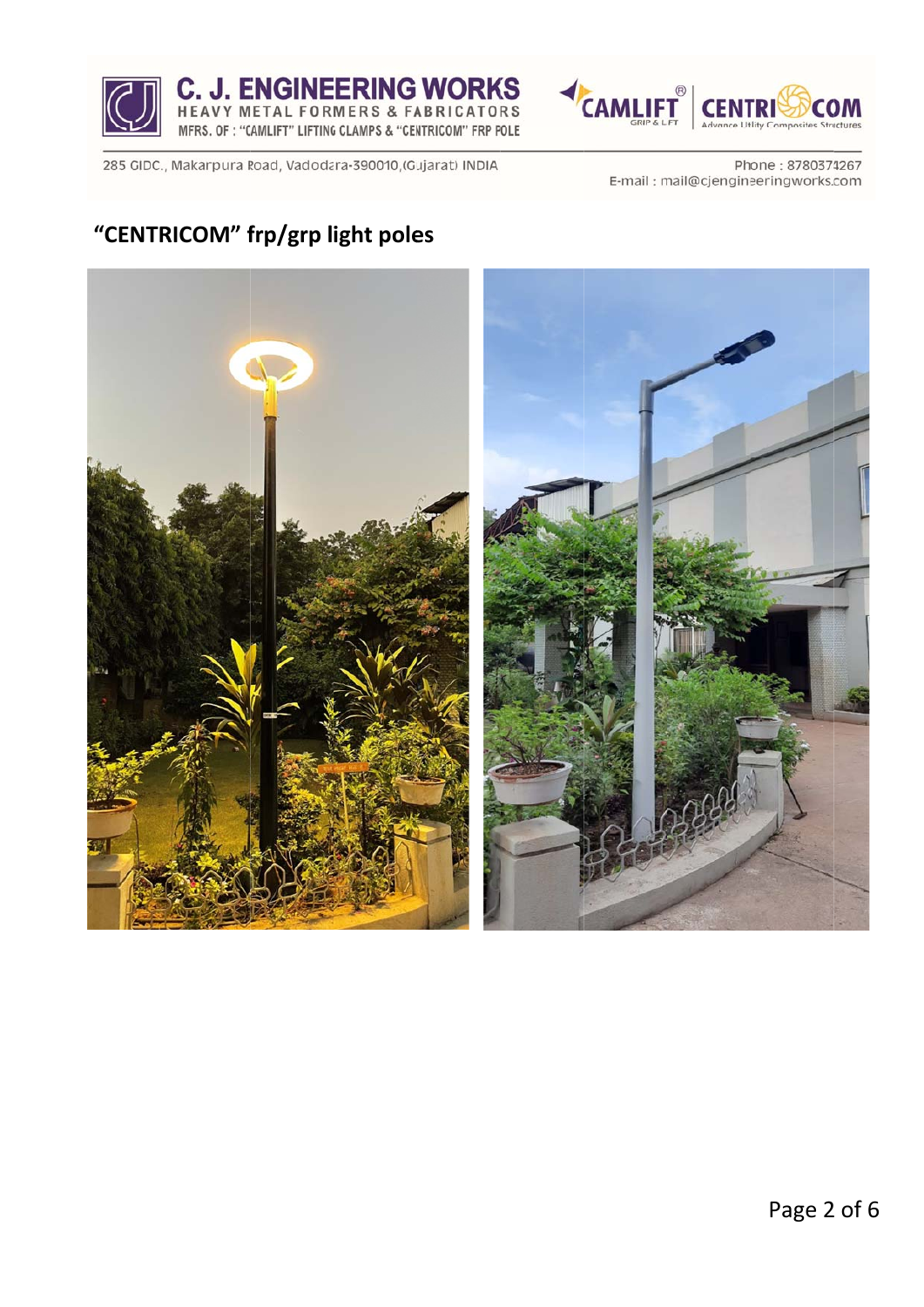# C. J. ENGINEERING WORKS

HEAVY METAL FORMERS & FABRICATORS

MFRS. OF : "CAMLIFT" LIFTING CLAMPS & "CENTRICOM" FRP POLE

CAMLIFT® GRIP & LIFT | CENTRICOM Advance Utility Composites Structures

285 GIDC., Makarpura Road, Vadodara-390010,(Gujarat) INDIA

Phone : 8780374267
E-mail : mail@cjengineeringworks.com

## "CENTRICOM" frp/grp light poles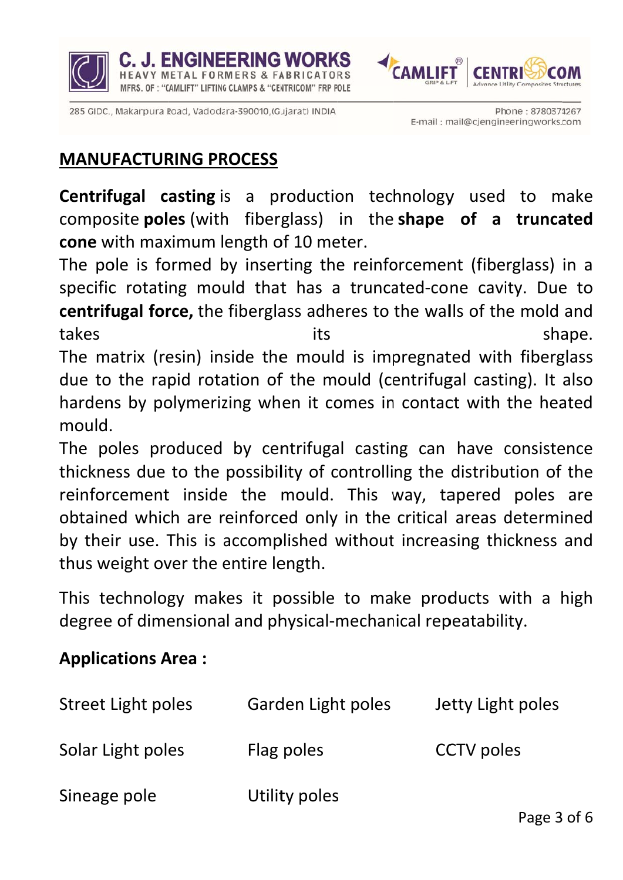## MANUFACTURING PROCESS

**Centrifugal casting** is a production technology used to make composite **poles** (with fiberglass) in the **shape of a truncated cone** with maximum length of 10 meter.

The pole is formed by inserting the reinforcement (fiberglass) in a specific rotating mould that has a truncated-cone cavity. Due to **centrifugal force,** the fiberglass adheres to the walls of the mold and takes its shape.

The matrix (resin) inside the mould is impregnated with fiberglass due to the rapid rotation of the mould (centrifugal casting). It also hardens by polymerizing when it comes in contact with the heated mould.

The poles produced by centrifugal casting can have consistence thickness due to the possibility of controlling the distribution of the reinforcement inside the mould. This way, tapered poles are obtained which are reinforced only in the critical areas determined by their use. This is accomplished without increasing thickness and thus weight over the entire length.

This technology makes it possible to make products with a high degree of dimensional and physical-mechanical repeatability.

**Applications Area :**

| | | |
|---|---|---|
| Street Light poles | Garden Light poles | Jetty Light poles |
| Solar Light poles | Flag poles | CCTV poles |
| Sineage pole | Utility poles | |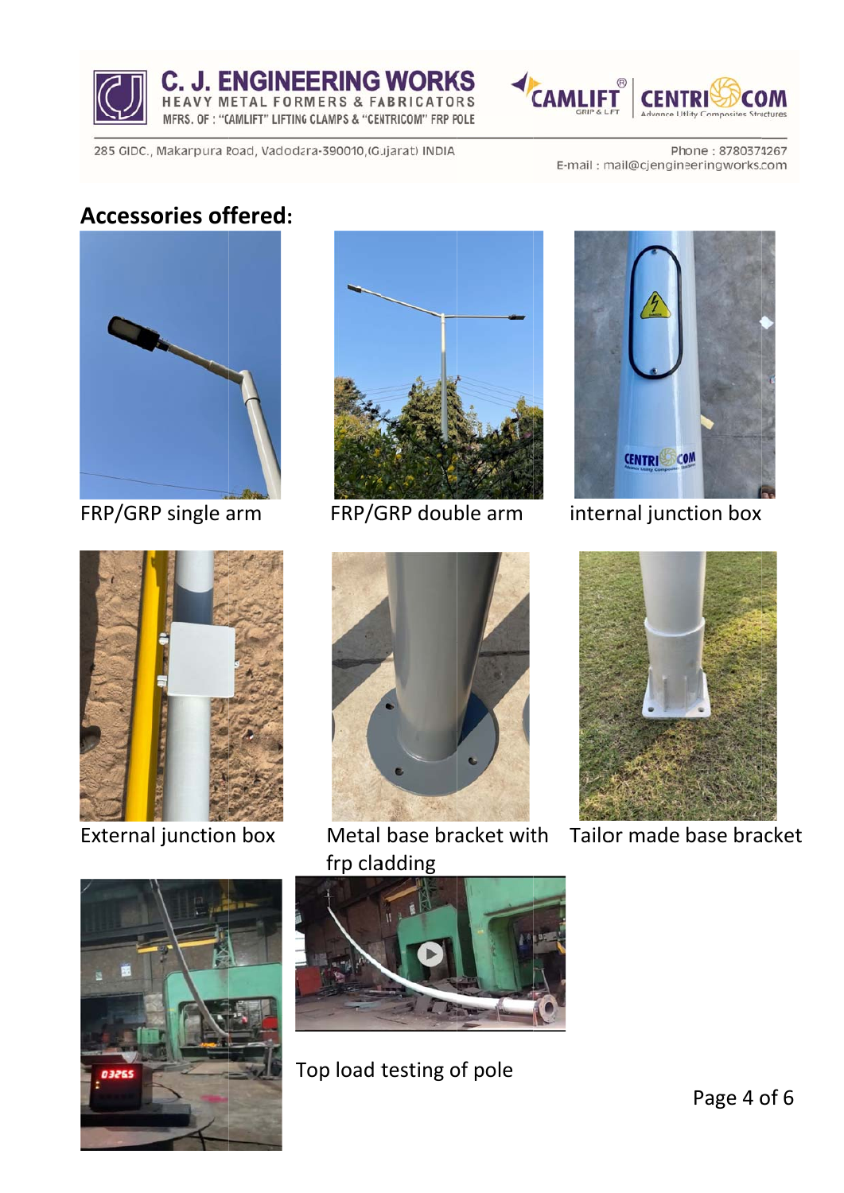## Accessories offered:

FRP/GRP single arm

FRP/GRP double arm

internal junction box

External junction box

Metal base bracket with frp cladding

Tailor made base bracket

Top load testing of pole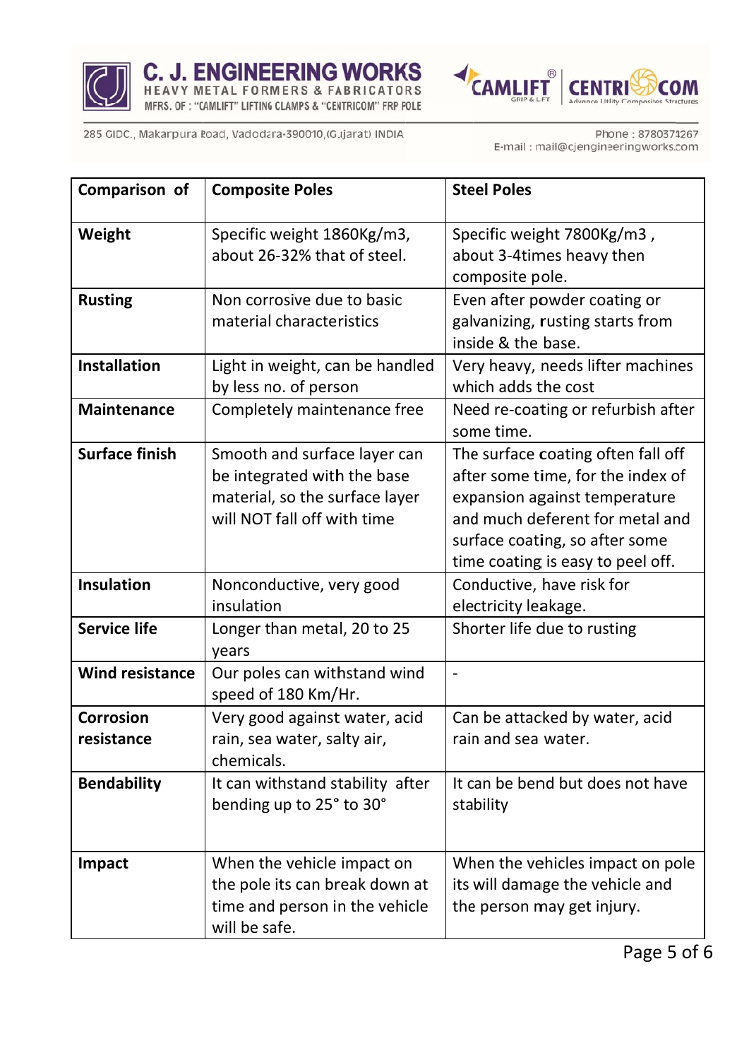| Comparison of | Composite Poles | Steel Poles |
|---|---|---|
| **Weight** | Specific weight 1860Kg/m3, about 26-32% that of steel. | Specific weight 7800Kg/m3 , about 3-4times heavy then composite pole. |
| **Rusting** | Non corrosive due to basic material characteristics | Even after powder coating or galvanizing, rusting starts from inside & the base. |
| **Installation** | Light in weight, can be handled by less no. of person | Very heavy, needs lifter machines which adds the cost |
| **Maintenance** | Completely maintenance free | Need re-coating or refurbish after some time. |
| **Surface finish** | Smooth and surface layer can be integrated with the base material, so the surface layer will NOT fall off with time | The surface coating often fall off after some time, for the index of expansion against temperature and much deferent for metal and surface coating, so after some time coating is easy to peel off. |
| **Insulation** | Nonconductive, very good insulation | Conductive, have risk for electricity leakage. |
| **Service life** | Longer than metal, 20 to 25 years | Shorter life due to rusting |
| **Wind resistance** | Our poles can withstand wind speed of 180 Km/Hr. | - |
| **Corrosion resistance** | Very good against water, acid rain, sea water, salty air, chemicals. | Can be attacked by water, acid rain and sea water. |
| **Bendability** | It can withstand stability after bending up to 25° to 30° | It can be bend but does not have stability |
| **Impact** | When the vehicle impact on the pole its can break down at time and person in the vehicle will be safe. | When the vehicles impact on pole its will damage the vehicle and the person may get injury. |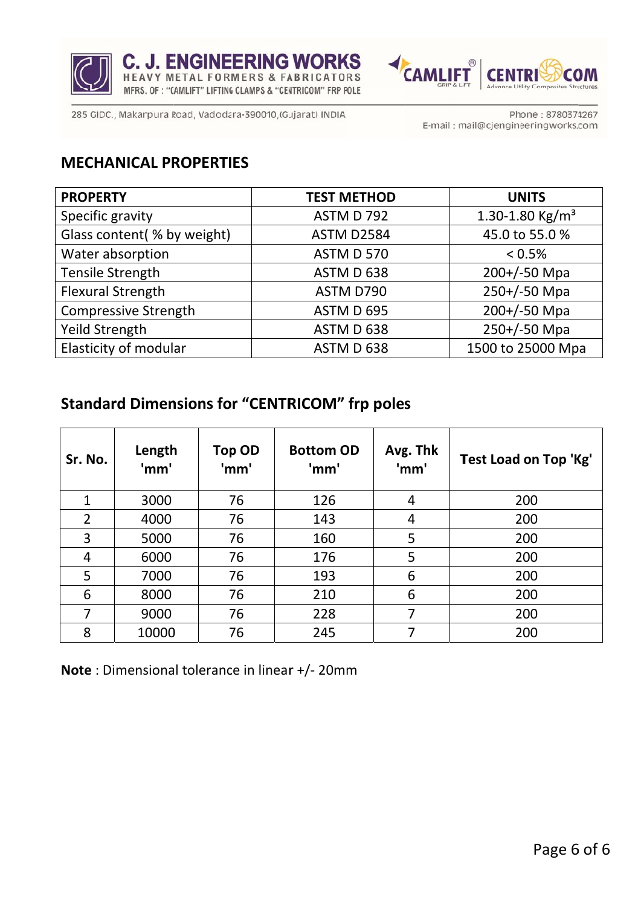## MECHANICAL PROPERTIES

| PROPERTY | TEST METHOD | UNITS |
|---|---|---|
| Specific gravity | ASTM D 792 | 1.30-1.80 Kg/m³ |
| Glass content( % by weight) | ASTM D2584 | 45.0 to 55.0 % |
| Water absorption | ASTM D 570 | < 0.5% |
| Tensile Strength | ASTM D 638 | 200+/-50 Mpa |
| Flexural Strength | ASTM D790 | 250+/-50 Mpa |
| Compressive Strength | ASTM D 695 | 200+/-50 Mpa |
| Yeild Strength | ASTM D 638 | 250+/-50 Mpa |
| Elasticity of modular | ASTM D 638 | 1500 to 25000 Mpa |

## Standard Dimensions for "CENTRICOM" frp poles

| Sr. No. | Length 'mm' | Top OD 'mm' | Bottom OD 'mm' | Avg. Thk 'mm' | Test Load on Top 'Kg' |
|---|---|---|---|---|---|
| 1 | 3000 | 76 | 126 | 4 | 200 |
| 2 | 4000 | 76 | 143 | 4 | 200 |
| 3 | 5000 | 76 | 160 | 5 | 200 |
| 4 | 6000 | 76 | 176 | 5 | 200 |
| 5 | 7000 | 76 | 193 | 6 | 200 |
| 6 | 8000 | 76 | 210 | 6 | 200 |
| 7 | 9000 | 76 | 228 | 7 | 200 |
| 8 | 10000 | 76 | 245 | 7 | 200 |

**Note** : Dimensional tolerance in linear +/- 20mm